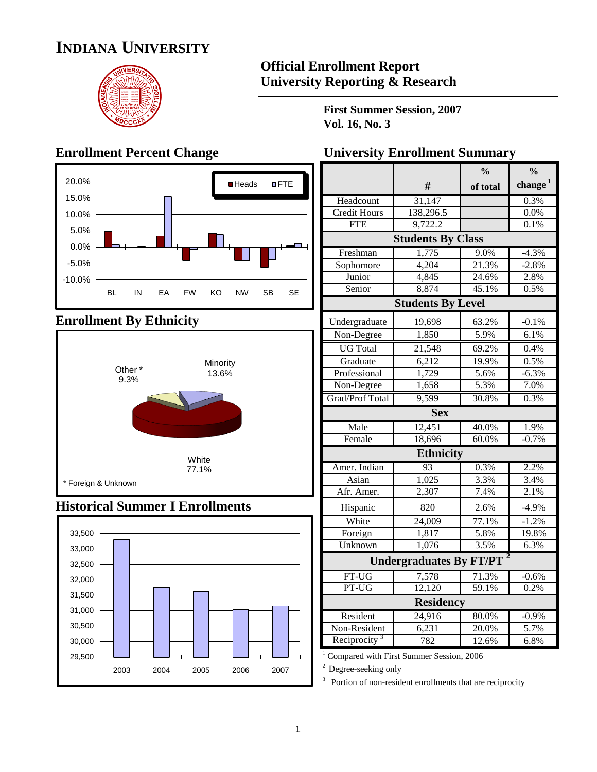# INDIANA UNIVERSITY

## Official Enrollment Report
## University Reporting & Research

**First Summer Session, 2007**
**Vol. 16, No. 3**

## Enrollment Percent Change

Heads / FTE

20.0%, 15.0%, 10.0%, 5.0%, 0.0%, -5.0%, -10.0%

BL IN EA FW KO NW SB SE

## Enrollment By Ethnicity

Other * 9.3%

Minority 13.6%

White 77.1%

* Foreign & Unknown

## Historical Summer I Enrollments

33,500, 33,000, 32,500, 32,000, 31,500, 31,000, 30,500, 30,000, 29,500

2003 2004 2005 2006 2007

## University Enrollment Summary

| | # | % of total | % change [1] |
|---|---|---|---|
| Headcount | 31,147 | | 0.3% |
| Credit Hours | 138,296.5 | | 0.0% |
| FTE | 9,722.2 | | 0.1% |
| **Students By Class** | | | |
| Freshman | 1,775 | 9.0% | -4.3% |
| Sophomore | 4,204 | 21.3% | -2.8% |
| Junior | 4,845 | 24.6% | 2.8% |
| Senior | 8,874 | 45.1% | 0.5% |
| **Students By Level** | | | |
| Undergraduate | 19,698 | 63.2% | -0.1% |
| Non-Degree | 1,850 | 5.9% | 6.1% |
| UG Total | 21,548 | 69.2% | 0.4% |
| Graduate | 6,212 | 19.9% | 0.5% |
| Professional | 1,729 | 5.6% | -6.3% |
| Non-Degree | 1,658 | 5.3% | 7.0% |
| Grad/Prof Total | 9,599 | 30.8% | 0.3% |
| **Sex** | | | |
| Male | 12,451 | 40.0% | 1.9% |
| Female | 18,696 | 60.0% | -0.7% |
| **Ethnicity** | | | |
| Amer. Indian | 93 | 0.3% | 2.2% |
| Asian | 1,025 | 3.3% | 3.4% |
| Afr. Amer. | 2,307 | 7.4% | 2.1% |
| Hispanic | 820 | 2.6% | -4.9% |
| White | 24,009 | 77.1% | -1.2% |
| Foreign | 1,817 | 5.8% | 19.8% |
| Unknown | 1,076 | 3.5% | 6.3% |
| **Undergraduates By FT/PT [2]** | | | |
| FT-UG | 7,578 | 71.3% | -0.6% |
| PT-UG | 12,120 | 59.1% | 0.2% |
| **Residency** | | | |
| Resident | 24,916 | 80.0% | -0.9% |
| Non-Resident | 6,231 | 20.0% | 5.7% |
| Reciprocity [3] | 782 | 12.6% | 6.8% |

[1] Compared with First Summer Session, 2006

[2] Degree-seeking only

[3] Portion of non-resident enrollments that are reciprocity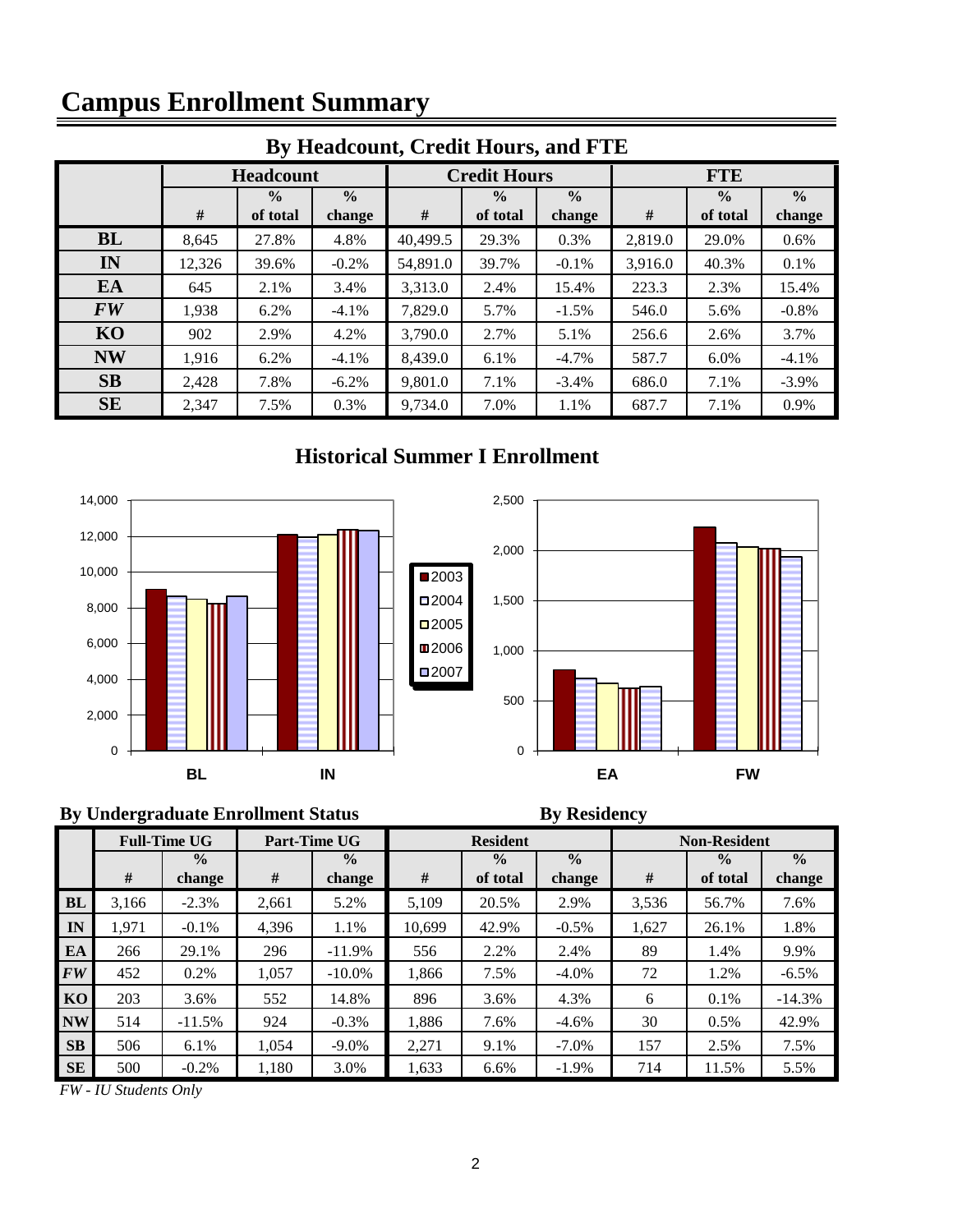# Campus Enrollment Summary

## By Headcount, Credit Hours, and FTE

| | Headcount | | | Credit Hours | | | FTE | | |
|---|---|---|---|---|---|---|---|---|---|
| | # | % of total | % change | # | % of total | % change | # | % of total | % change |
| **BL** | 8,645 | 27.8% | 4.8% | 40,499.5 | 29.3% | 0.3% | 2,819.0 | 29.0% | 0.6% |
| **IN** | 12,326 | 39.6% | -0.2% | 54,891.0 | 39.7% | -0.1% | 3,916.0 | 40.3% | 0.1% |
| **EA** | 645 | 2.1% | 3.4% | 3,313.0 | 2.4% | 15.4% | 223.3 | 2.3% | 15.4% |
| ***FW*** | 1,938 | 6.2% | -4.1% | 7,829.0 | 5.7% | -1.5% | 546.0 | 5.6% | -0.8% |
| **KO** | 902 | 2.9% | 4.2% | 3,790.0 | 2.7% | 5.1% | 256.6 | 2.6% | 3.7% |
| **NW** | 1,916 | 6.2% | -4.1% | 8,439.0 | 6.1% | -4.7% | 587.7 | 6.0% | -4.1% |
| **SB** | 2,428 | 7.8% | -6.2% | 9,801.0 | 7.1% | -3.4% | 686.0 | 7.1% | -3.9% |
| **SE** | 2,347 | 7.5% | 0.3% | 9,734.0 | 7.0% | 1.1% | 687.7 | 7.1% | 0.9% |

## Historical Summer I Enrollment

## By Undergraduate Enrollment Status / By Residency

| | Full-Time UG | | Part-Time UG | | Resident | | | Non-Resident | | |
|---|---|---|---|---|---|---|---|---|---|---|
| | # | % change | # | % change | # | % of total | % change | # | % of total | % change |
| **BL** | 3,166 | -2.3% | 2,661 | 5.2% | 5,109 | 20.5% | 2.9% | 3,536 | 56.7% | 7.6% |
| **IN** | 1,971 | -0.1% | 4,396 | 1.1% | 10,699 | 42.9% | -0.5% | 1,627 | 26.1% | 1.8% |
| **EA** | 266 | 29.1% | 296 | -11.9% | 556 | 2.2% | 2.4% | 89 | 1.4% | 9.9% |
| ***FW*** | 452 | 0.2% | 1,057 | -10.0% | 1,866 | 7.5% | -4.0% | 72 | 1.2% | -6.5% |
| **KO** | 203 | 3.6% | 552 | 14.8% | 896 | 3.6% | 4.3% | 6 | 0.1% | -14.3% |
| **NW** | 514 | -11.5% | 924 | -0.3% | 1,886 | 7.6% | -4.6% | 30 | 0.5% | 42.9% |
| **SB** | 506 | 6.1% | 1,054 | -9.0% | 2,271 | 9.1% | -7.0% | 157 | 2.5% | 7.5% |
| **SE** | 500 | -0.2% | 1,180 | 3.0% | 1,633 | 6.6% | -1.9% | 714 | 11.5% | 5.5% |

*FW - IU Students Only*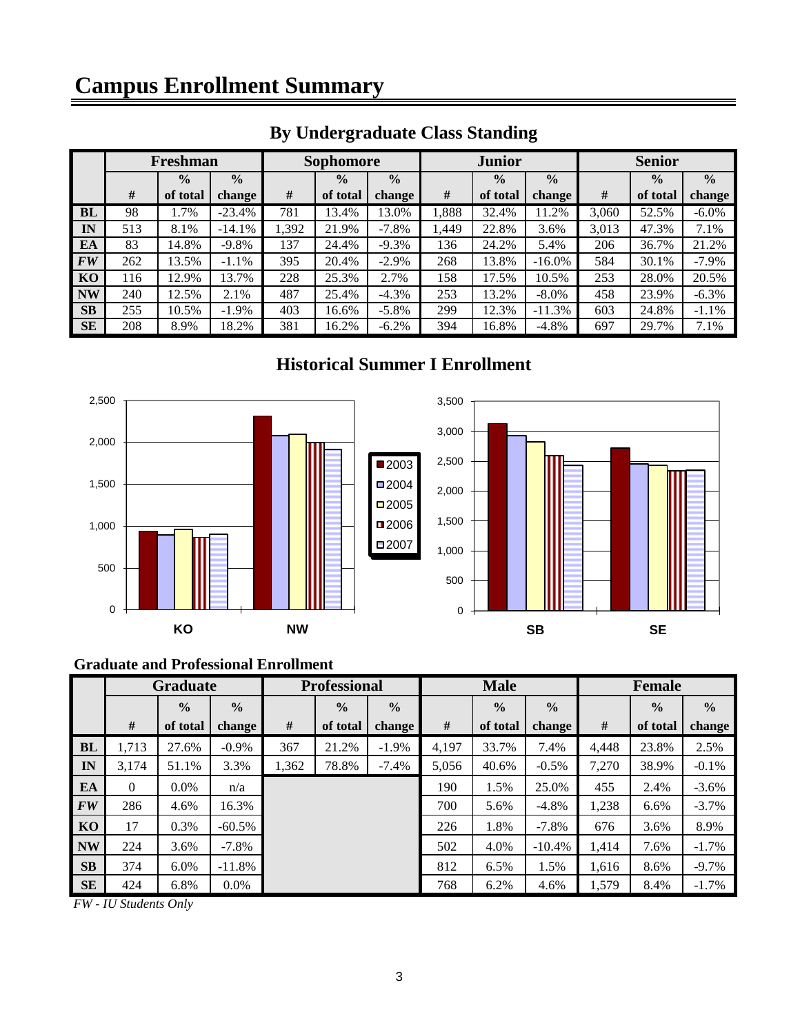# Campus Enrollment Summary

## By Undergraduate Class Standing

| | Freshman | | | Sophomore | | | Junior | | | Senior | | |
|---|---|---|---|---|---|---|---|---|---|---|---|---|
| | # | % of total | % change | # | % of total | % change | # | % of total | % change | # | % of total | % change |
| **BL** | 98 | 1.7% | -23.4% | 781 | 13.4% | 13.0% | 1,888 | 32.4% | 11.2% | 3,060 | 52.5% | -6.0% |
| **IN** | 513 | 8.1% | -14.1% | 1,392 | 21.9% | -7.8% | 1,449 | 22.8% | 3.6% | 3,013 | 47.3% | 7.1% |
| **EA** | 83 | 14.8% | -9.8% | 137 | 24.4% | -9.3% | 136 | 24.2% | 5.4% | 206 | 36.7% | 21.2% |
| ***FW*** | 262 | 13.5% | -1.1% | 395 | 20.4% | -2.9% | 268 | 13.8% | -16.0% | 584 | 30.1% | -7.9% |
| **KO** | 116 | 12.9% | 13.7% | 228 | 25.3% | 2.7% | 158 | 17.5% | 10.5% | 253 | 28.0% | 20.5% |
| **NW** | 240 | 12.5% | 2.1% | 487 | 25.4% | -4.3% | 253 | 13.2% | -8.0% | 458 | 23.9% | -6.3% |
| **SB** | 255 | 10.5% | -1.9% | 403 | 16.6% | -5.8% | 299 | 12.3% | -11.3% | 603 | 24.8% | -1.1% |
| **SE** | 208 | 8.9% | 18.2% | 381 | 16.2% | -6.2% | 394 | 16.8% | -4.8% | 697 | 29.7% | 7.1% |

## Historical Summer I Enrollment

### Graduate and Professional Enrollment

| | Graduate | | | Professional | | | Male | | | Female | | |
|---|---|---|---|---|---|---|---|---|---|---|---|---|
| | # | % of total | % change | # | % of total | % change | # | % of total | % change | # | % of total | % change |
| **BL** | 1,713 | 27.6% | -0.9% | 367 | 21.2% | -1.9% | 4,197 | 33.7% | 7.4% | 4,448 | 23.8% | 2.5% |
| **IN** | 3,174 | 51.1% | 3.3% | 1,362 | 78.8% | -7.4% | 5,056 | 40.6% | -0.5% | 7,270 | 38.9% | -0.1% |
| **EA** | 0 | 0.0% | n/a | | | | 190 | 1.5% | 25.0% | 455 | 2.4% | -3.6% |
| ***FW*** | 286 | 4.6% | 16.3% | | | | 700 | 5.6% | -4.8% | 1,238 | 6.6% | -3.7% |
| **KO** | 17 | 0.3% | -60.5% | | | | 226 | 1.8% | -7.8% | 676 | 3.6% | 8.9% |
| **NW** | 224 | 3.6% | -7.8% | | | | 502 | 4.0% | -10.4% | 1,414 | 7.6% | -1.7% |
| **SB** | 374 | 6.0% | -11.8% | | | | 812 | 6.5% | 1.5% | 1,616 | 8.6% | -9.7% |
| **SE** | 424 | 6.8% | 0.0% | | | | 768 | 6.2% | 4.6% | 1,579 | 8.4% | -1.7% |

*FW - IU Students Only*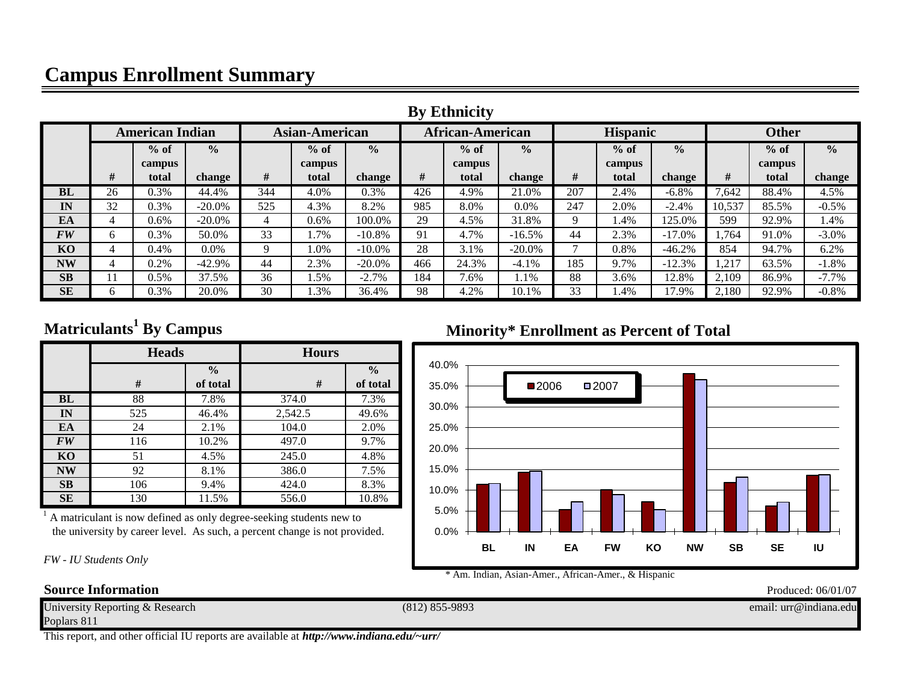# Campus Enrollment Summary

## By Ethnicity

| | American Indian | | | Asian-American | | | African-American | | | Hispanic | | | Other | | |
|---|---|---|---|---|---|---|---|---|---|---|---|---|---|---|---|
| | # | % of campus total | % change | # | % of campus total | % change | # | % of campus total | % change | # | % of campus total | % change | # | % of campus total | % change |
| **BL** | 26 | 0.3% | 44.4% | 344 | 4.0% | 0.3% | 426 | 4.9% | 21.0% | 207 | 2.4% | -6.8% | 7,642 | 88.4% | 4.5% |
| **IN** | 32 | 0.3% | -20.0% | 525 | 4.3% | 8.2% | 985 | 8.0% | 0.0% | 247 | 2.0% | -2.4% | 10,537 | 85.5% | -0.5% |
| **EA** | 4 | 0.6% | -20.0% | 4 | 0.6% | 100.0% | 29 | 4.5% | 31.8% | 9 | 1.4% | 125.0% | 599 | 92.9% | 1.4% |
| ***FW*** | 6 | 0.3% | 50.0% | 33 | 1.7% | -10.8% | 91 | 4.7% | -16.5% | 44 | 2.3% | -17.0% | 1,764 | 91.0% | -3.0% |
| **KO** | 4 | 0.4% | 0.0% | 9 | 1.0% | -10.0% | 28 | 3.1% | -20.0% | 7 | 0.8% | -46.2% | 854 | 94.7% | 6.2% |
| **NW** | 4 | 0.2% | -42.9% | 44 | 2.3% | -20.0% | 466 | 24.3% | -4.1% | 185 | 9.7% | -12.3% | 1,217 | 63.5% | -1.8% |
| **SB** | 11 | 0.5% | 37.5% | 36 | 1.5% | -2.7% | 184 | 7.6% | 1.1% | 88 | 3.6% | 12.8% | 2,109 | 86.9% | -7.7% |
| **SE** | 6 | 0.3% | 20.0% | 30 | 1.3% | 36.4% | 98 | 4.2% | 10.1% | 33 | 1.4% | 17.9% | 2,180 | 92.9% | -0.8% |

## Matriculants[1] By Campus

| | Heads | | Hours | |
|---|---|---|---|---|
| | # | % of total | # | % of total |
| **BL** | 88 | 7.8% | 374.0 | 7.3% |
| **IN** | 525 | 46.4% | 2,542.5 | 49.6% |
| **EA** | 24 | 2.1% | 104.0 | 2.0% |
| ***FW*** | 116 | 10.2% | 497.0 | 9.7% |
| **KO** | 51 | 4.5% | 245.0 | 4.8% |
| **NW** | 92 | 8.1% | 386.0 | 7.5% |
| **SB** | 106 | 9.4% | 424.0 | 8.3% |
| **SE** | 130 | 11.5% | 556.0 | 10.8% |

[1] A matriculant is now defined as only degree-seeking students new to the university by career level. As such, a percent change is not provided.

*FW - IU Students Only*

## Minority* Enrollment as Percent of Total

40.0%
35.0%
30.0%
25.0%
20.0%
15.0%
10.0%
5.0%
0.0%

2006 2007

BL IN EA FW KO NW SB SE IU

\* Am. Indian, Asian-Amer., African-Amer., & Hispanic

### Source Information

Produced: 06/01/07

University Reporting & Research
Poplars 811
(812) 855-9893
email: urr@indiana.edu

This report, and other official IU reports are available at ***http://www.indiana.edu/~urr/***